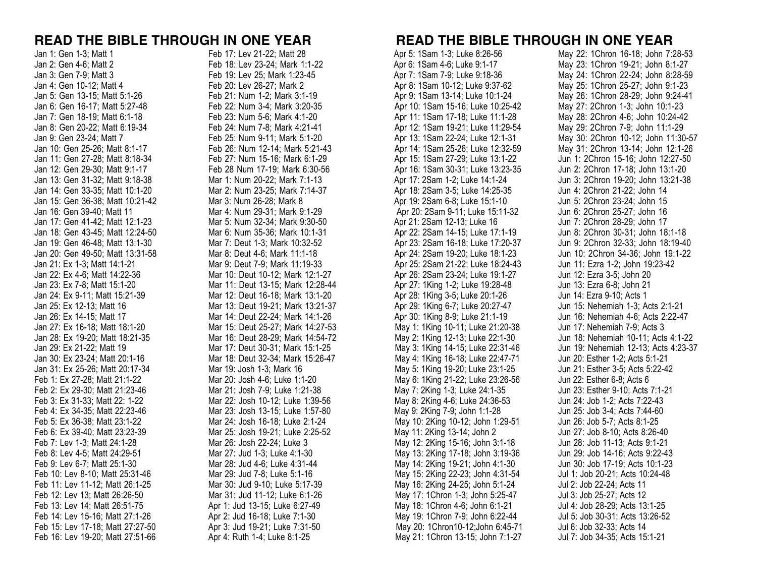# READ THE BIBLE THROUGH IN ONE YEAR

Jan 1: Gen 1-3; Matt 1
Jan 2: Gen 4-6; Matt 2
Jan 3: Gen 7-9; Matt 3
Jan 4: Gen 10-12; Matt 4
Jan 5: Gen 13-15; Matt 5:1-26
Jan 6: Gen 16-17; Matt 5:27-48
Jan 7: Gen 18-19; Matt 6:1-18
Jan 8: Gen 20-22; Matt 6:19-34
Jan 9: Gen 23-24; Matt 7
Jan 10: Gen 25-26; Matt 8:1-17
Jan 11: Gen 27-28; Matt 8:18-34
Jan 12: Gen 29-30; Matt 9:1-17
Jan 13: Gen 31-32; Matt 9:18-38
Jan 14: Gen 33-35; Matt 10:1-20
Jan 15: Gen 36-38; Matt 10:21-42
Jan 16: Gen 39-40; Matt 11
Jan 17: Gen 41-42; Matt 12:1-23
Jan 18: Gen 43-45; Matt 12:24-50
Jan 19: Gen 46-48; Matt 13:1-30
Jan 20: Gen 49-50; Matt 13:31-58
Jan 21: Ex 1-3; Matt 14:1-21
Jan 22: Ex 4-6; Matt 14:22-36
Jan 23: Ex 7-8; Matt 15:1-20
Jan 24: Ex 9-11; Matt 15:21-39
Jan 25: Ex 12-13; Matt 16
Jan 26: Ex 14-15; Matt 17
Jan 27: Ex 16-18; Matt 18:1-20
Jan 28: Ex 19-20; Matt 18:21-35
Jan 29: Ex 21-22; Matt 19
Jan 30: Ex 23-24; Matt 20:1-16
Jan 31: Ex 25-26; Matt 20:17-34
Feb 1: Ex 27-28; Matt 21:1-22
Feb 2: Ex 29-30; Matt 21:23-46
Feb 3: Ex 31-33; Matt 22: 1-22
Feb 4: Ex 34-35; Matt 22:23-46
Feb 5: Ex 36-38; Matt 23:1-22
Feb 6: Ex 39-40; Matt 23:23-39
Feb 7: Lev 1-3; Matt 24:1-28
Feb 8: Lev 4-5; Matt 24:29-51
Feb 9: Lev 6-7; Matt 25:1-30
Feb 10: Lev 8-10; Matt 25:31-46
Feb 11: Lev 11-12; Matt 26:1-25
Feb 12: Lev 13; Matt 26:26-50
Feb 13: Lev 14; Matt 26:51-75
Feb 14: Lev 15-16; Matt 27:1-26
Feb 15: Lev 17-18; Matt 27:27-50
Feb 16: Lev 19-20; Matt 27:51-66
Feb 17: Lev 21-22; Matt 28
Feb 18: Lev 23-24; Mark 1:1-22
Feb 19: Lev 25; Mark 1:23-45
Feb 20: Lev 26-27; Mark 2
Feb 21: Num 1-2; Mark 3:1-19
Feb 22: Num 3-4; Mark 3:20-35
Feb 23: Num 5-6; Mark 4:1-20
Feb 24: Num 7-8; Mark 4:21-41
Feb 25: Num 9-11; Mark 5:1-20
Feb 26: Num 12-14; Mark 5:21-43
Feb 27: Num 15-16; Mark 6:1-29
Feb 28 Num 17-19; Mark 6:30-56
Mar 1: Num 20-22; Mark 7:1-13
Mar 2: Num 23-25; Mark 7:14-37
Mar 3: Num 26-28; Mark 8
Mar 4: Num 29-31; Mark 9:1-29
Mar 5: Num 32-34; Mark 9:30-50
Mar 6: Num 35-36; Mark 10:1-31
Mar 7: Deut 1-3; Mark 10:32-52
Mar 8: Deut 4-6; Mark 11:1-18
Mar 9: Deut 7-9; Mark 11:19-33
Mar 10: Deut 10-12; Mark 12:1-27
Mar 11: Deut 13-15; Mark 12:28-44
Mar 12: Deut 16-18; Mark 13:1-20
Mar 13: Deut 19-21; Mark 13:21-37
Mar 14: Deut 22-24; Mark 14:1-26
Mar 15: Deut 25-27; Mark 14:27-53
Mar 16: Deut 28-29; Mark 14:54-72
Mar 17: Deut 30-31; Mark 15:1-25
Mar 18: Deut 32-34; Mark 15:26-47
Mar 19: Josh 1-3; Mark 16
Mar 20: Josh 4-6; Luke 1:1-20
Mar 21: Josh 7-9; Luke 1:21-38
Mar 22: Josh 10-12; Luke 1:39-56
Mar 23: Josh 13-15; Luke 1:57-80
Mar 24: Josh 16-18; Luke 2:1-24
Mar 25: Josh 19-21; Luke 2:25-52
Mar 26: Josh 22-24; Luke 3
Mar 27: Jud 1-3; Luke 4:1-30
Mar 28: Jud 4-6; Luke 4:31-44
Mar 29: Jud 7-8; Luke 5:1-16
Mar 30: Jud 9-10; Luke 5:17-39
Mar 31: Jud 11-12; Luke 6:1-26
Apr 1: Jud 13-15; Luke 6:27-49
Apr 2: Jud 16-18; Luke 7:1-30
Apr 3: Jud 19-21; Luke 7:31-50
Apr 4: Ruth 1-4; Luke 8:1-25

# READ THE BIBLE THROUGH IN ONE YEAR

Apr 5: 1Sam 1-3; Luke 8:26-56
Apr 6: 1Sam 4-6; Luke 9:1-17
Apr 7: 1Sam 7-9; Luke 9:18-36
Apr 8: 1Sam 10-12; Luke 9:37-62
Apr 9: 1Sam 13-14; Luke 10:1-24
Apr 10: 1Sam 15-16; Luke 10:25-42
Apr 11: 1Sam 17-18; Luke 11:1-28
Apr 12: 1Sam 19-21; Luke 11:29-54
Apr 13: 1Sam 22-24; Luke 12:1-31
Apr 14: 1Sam 25-26; Luke 12:32-59
Apr 15: 1Sam 27-29; Luke 13:1-22
Apr 16: 1Sam 30-31; Luke 13:23-35
Apr 17: 2Sam 1-2; Luke 14:1-24
Apr 18: 2Sam 3-5; Luke 14:25-35
Apr 19: 2Sam 6-8; Luke 15:1-10
Apr 20: 2Sam 9-11; Luke 15:11-32
Apr 21: 2Sam 12-13; Luke 16
Apr 22: 2Sam 14-15; Luke 17:1-19
Apr 23: 2Sam 16-18; Luke 17:20-37
Apr 24: 2Sam 19-20; Luke 18:1-23
Apr 25: 2Sam 21-22; Luke 18:24-43
Apr 26: 2Sam 23-24; Luke 19:1-27
Apr 27: 1King 1-2; Luke 19:28-48
Apr 28: 1King 3-5; Luke 20:1-26
Apr 29: 1King 6-7; Luke 20:27-47
Apr 30: 1King 8-9; Luke 21:1-19
May 1: 1King 10-11; Luke 21:20-38
May 2: 1King 12-13; Luke 22:1-30
May 3: 1King 14-15; Luke 22:31-46
May 4: 1King 16-18; Luke 22:47-71
May 5: 1King 19-20; Luke 23:1-25
May 6: 1King 21-22; Luke 23:26-56
May 7: 2King 1-3; Luke 24:1-35
May 8: 2King 4-6; Luke 24:36-53
May 9: 2King 7-9; John 1:1-28
May 10: 2King 10-12; John 1:29-51
May 11: 2King 13-14; John 2
May 12: 2King 15-16; John 3:1-18
May 13: 2King 17-18; John 3:19-36
May 14: 2King 19-21; John 4:1-30
May 15: 2King 22-23; John 4:31-54
May 16: 2King 24-25; John 5:1-24
May 17: 1Chron 1-3; John 5:25-47
May 18: 1Chron 4-6; John 6:1-21
May 19: 1Chron 7-9; John 6:22-44
May 20: 1Chron10-12;John 6:45-71
May 21: 1Chron 13-15; John 7:1-27
May 22: 1Chron 16-18; John 7:28-53
May 23: 1Chron 19-21; John 8:1-27
May 24: 1Chron 22-24; John 8:28-59
May 25: 1Chron 25-27; John 9:1-23
May 26: 1Chron 28-29; John 9:24-41
May 27: 2Chron 1-3; John 10:1-23
May 28: 2Chron 4-6; John 10:24-42
May 29: 2Chron 7-9; John 11:1-29
May 30: 2Chron 10-12; John 11:30-57
May 31: 2Chron 13-14; John 12:1-26
Jun 1: 2Chron 15-16; John 12:27-50
Jun 2: 2Chron 17-18; John 13:1-20
Jun 3: 2Chron 19-20; John 13:21-38
Jun 4: 2Chron 21-22; John 14
Jun 5: 2Chron 23-24; John 15
Jun 6: 2Chron 25-27; John 16
Jun 7: 2Chron 28-29; John 17
Jun 8: 2Chron 30-31; John 18:1-18
Jun 9: 2Chron 32-33; John 18:19-40
Jun 10: 2Chron 34-36; John 19:1-22
Jun 11: Ezra 1-2; John 19:23-42
Jun 12: Ezra 3-5; John 20
Jun 13: Ezra 6-8; John 21
Jun 14: Ezra 9-10; Acts 1
Jun 15: Nehemiah 1-3; Acts 2:1-21
Jun 16: Nehemiah 4-6; Acts 2:22-47
Jun 17: Nehemiah 7-9; Acts 3
Jun 18: Nehemiah 10-11; Acts 4:1-22
Jun 19: Nehemiah 12-13; Acts 4:23-37
Jun 20: Esther 1-2; Acts 5:1-21
Jun 21: Esther 3-5; Acts 5:22-42
Jun 22: Esther 6-8; Acts 6
Jun 23: Esther 9-10; Acts 7:1-21
Jun 24: Job 1-2; Acts 7:22-43
Jun 25: Job 3-4; Acts 7:44-60
Jun 26: Job 5-7; Acts 8:1-25
Jun 27: Job 8-10; Acts 8:26-40
Jun 28: Job 11-13; Acts 9:1-21
Jun 29: Job 14-16; Acts 9:22-43
Jun 30: Job 17-19; Acts 10:1-23
Jul 1: Job 20-21; Acts 10:24-48
Jul 2: Job 22-24; Acts 11
Jul 3: Job 25-27; Acts 12
Jul 4: Job 28-29; Acts 13:1-25
Jul 5: Job 30-31; Acts 13:26-52
Jul 6: Job 32-33; Acts 14
Jul 7: Job 34-35; Acts 15:1-21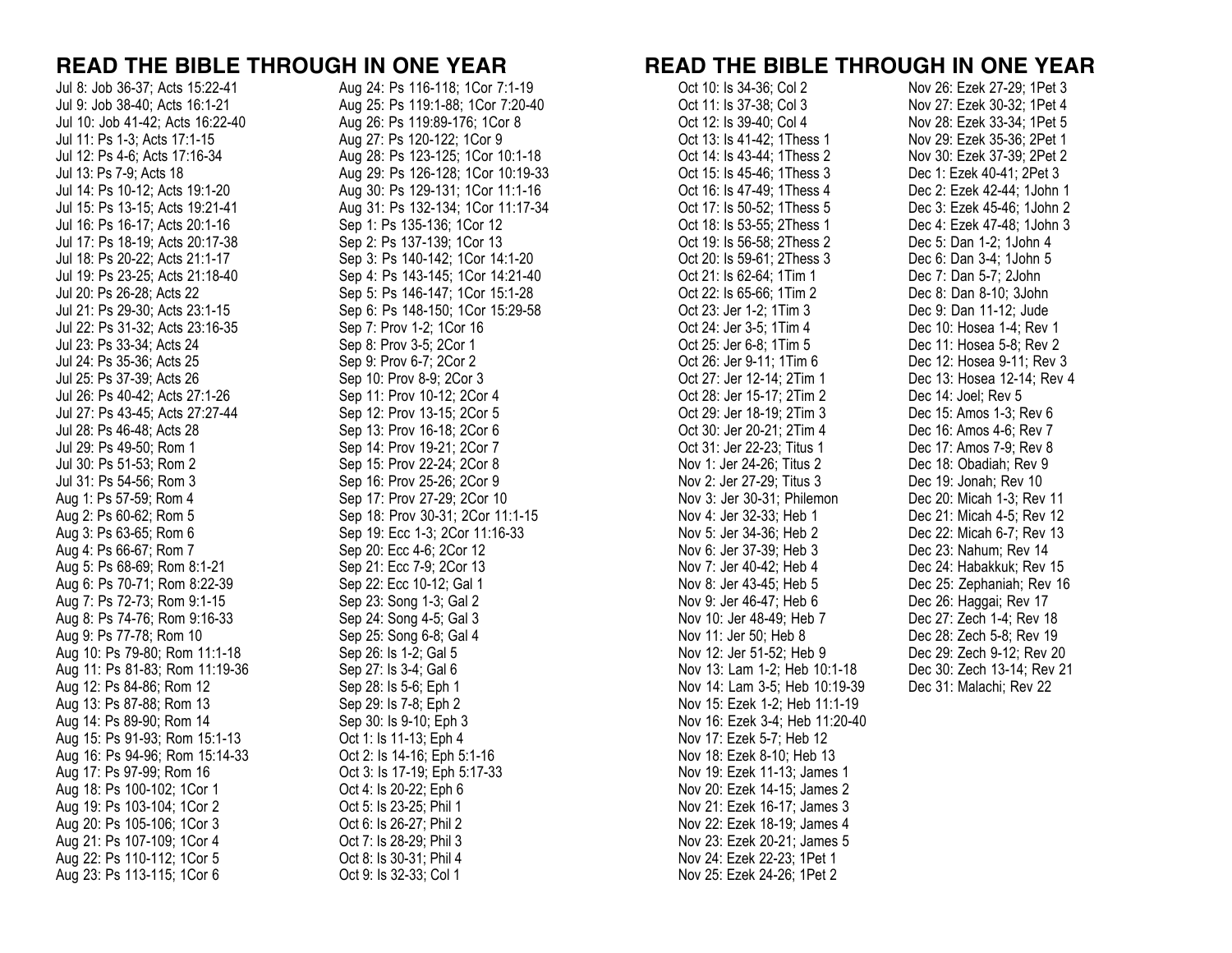# READ THE BIBLE THROUGH IN ONE YEAR

Jul 8: Job 36-37; Acts 15:22-41
Jul 9: Job 38-40; Acts 16:1-21
Jul 10: Job 41-42; Acts 16:22-40
Jul 11: Ps 1-3; Acts 17:1-15
Jul 12: Ps 4-6; Acts 17:16-34
Jul 13: Ps 7-9; Acts 18
Jul 14: Ps 10-12; Acts 19:1-20
Jul 15: Ps 13-15; Acts 19:21-41
Jul 16: Ps 16-17; Acts 20:1-16
Jul 17: Ps 18-19; Acts 20:17-38
Jul 18: Ps 20-22; Acts 21:1-17
Jul 19: Ps 23-25; Acts 21:18-40
Jul 20: Ps 26-28; Acts 22
Jul 21: Ps 29-30; Acts 23:1-15
Jul 22: Ps 31-32; Acts 23:16-35
Jul 23: Ps 33-34; Acts 24
Jul 24: Ps 35-36; Acts 25
Jul 25: Ps 37-39; Acts 26
Jul 26: Ps 40-42; Acts 27:1-26
Jul 27: Ps 43-45; Acts 27:27-44
Jul 28: Ps 46-48; Acts 28
Jul 29: Ps 49-50; Rom 1
Jul 30: Ps 51-53; Rom 2
Jul 31: Ps 54-56; Rom 3
Aug 1: Ps 57-59; Rom 4
Aug 2: Ps 60-62; Rom 5
Aug 3: Ps 63-65; Rom 6
Aug 4: Ps 66-67; Rom 7
Aug 5: Ps 68-69; Rom 8:1-21
Aug 6: Ps 70-71; Rom 8:22-39
Aug 7: Ps 72-73; Rom 9:1-15
Aug 8: Ps 74-76; Rom 9:16-33
Aug 9: Ps 77-78; Rom 10
Aug 10: Ps 79-80; Rom 11:1-18
Aug 11: Ps 81-83; Rom 11:19-36
Aug 12: Ps 84-86; Rom 12
Aug 13: Ps 87-88; Rom 13
Aug 14: Ps 89-90; Rom 14
Aug 15: Ps 91-93; Rom 15:1-13
Aug 16: Ps 94-96; Rom 15:14-33
Aug 17: Ps 97-99; Rom 16
Aug 18: Ps 100-102; 1Cor 1
Aug 19: Ps 103-104; 1Cor 2
Aug 20: Ps 105-106; 1Cor 3
Aug 21: Ps 107-109; 1Cor 4
Aug 22: Ps 110-112; 1Cor 5
Aug 23: Ps 113-115; 1Cor 6
Aug 24: Ps 116-118; 1Cor 7:1-19
Aug 25: Ps 119:1-88; 1Cor 7:20-40
Aug 26: Ps 119:89-176; 1Cor 8
Aug 27: Ps 120-122; 1Cor 9
Aug 28: Ps 123-125; 1Cor 10:1-18
Aug 29: Ps 126-128; 1Cor 10:19-33
Aug 30: Ps 129-131; 1Cor 11:1-16
Aug 31: Ps 132-134; 1Cor 11:17-34
Sep 1: Ps 135-136; 1Cor 12
Sep 2: Ps 137-139; 1Cor 13
Sep 3: Ps 140-142; 1Cor 14:1-20
Sep 4: Ps 143-145; 1Cor 14:21-40
Sep 5: Ps 146-147; 1Cor 15:1-28
Sep 6: Ps 148-150; 1Cor 15:29-58
Sep 7: Prov 1-2; 1Cor 16
Sep 8: Prov 3-5; 2Cor 1
Sep 9: Prov 6-7; 2Cor 2
Sep 10: Prov 8-9; 2Cor 3
Sep 11: Prov 10-12; 2Cor 4
Sep 12: Prov 13-15; 2Cor 5
Sep 13: Prov 16-18; 2Cor 6
Sep 14: Prov 19-21; 2Cor 7
Sep 15: Prov 22-24; 2Cor 8
Sep 16: Prov 25-26; 2Cor 9
Sep 17: Prov 27-29; 2Cor 10
Sep 18: Prov 30-31; 2Cor 11:1-15
Sep 19: Ecc 1-3; 2Cor 11:16-33
Sep 20: Ecc 4-6; 2Cor 12
Sep 21: Ecc 7-9; 2Cor 13
Sep 22: Ecc 10-12; Gal 1
Sep 23: Song 1-3; Gal 2
Sep 24: Song 4-5; Gal 3
Sep 25: Song 6-8; Gal 4
Sep 26: Is 1-2; Gal 5
Sep 27: Is 3-4; Gal 6
Sep 28: Is 5-6; Eph 1
Sep 29: Is 7-8; Eph 2
Sep 30: Is 9-10; Eph 3
Oct 1: Is 11-13; Eph 4
Oct 2: Is 14-16; Eph 5:1-16
Oct 3: Is 17-19; Eph 5:17-33
Oct 4: Is 20-22; Eph 6
Oct 5: Is 23-25; Phil 1
Oct 6: Is 26-27; Phil 2
Oct 7: Is 28-29; Phil 3
Oct 8: Is 30-31; Phil 4
Oct 9: Is 32-33; Col 1

# READ THE BIBLE THROUGH IN ONE YEAR

Oct 10: Is 34-36; Col 2
Oct 11: Is 37-38; Col 3
Oct 12: Is 39-40; Col 4
Oct 13: Is 41-42; 1Thess 1
Oct 14: Is 43-44; 1Thess 2
Oct 15: Is 45-46; 1Thess 3
Oct 16: Is 47-49; 1Thess 4
Oct 17: Is 50-52; 1Thess 5
Oct 18: Is 53-55; 2Thess 1
Oct 19: Is 56-58; 2Thess 2
Oct 20: Is 59-61; 2Thess 3
Oct 21: Is 62-64; 1Tim 1
Oct 22: Is 65-66; 1Tim 2
Oct 23: Jer 1-2; 1Tim 3
Oct 24: Jer 3-5; 1Tim 4
Oct 25: Jer 6-8; 1Tim 5
Oct 26: Jer 9-11; 1Tim 6
Oct 27: Jer 12-14; 2Tim 1
Oct 28: Jer 15-17; 2Tim 2
Oct 29: Jer 18-19; 2Tim 3
Oct 30: Jer 20-21; 2Tim 4
Oct 31: Jer 22-23; Titus 1
Nov 1: Jer 24-26; Titus 2
Nov 2: Jer 27-29; Titus 3
Nov 3: Jer 30-31; Philemon
Nov 4: Jer 32-33; Heb 1
Nov 5: Jer 34-36; Heb 2
Nov 6: Jer 37-39; Heb 3
Nov 7: Jer 40-42; Heb 4
Nov 8: Jer 43-45; Heb 5
Nov 9: Jer 46-47; Heb 6
Nov 10: Jer 48-49; Heb 7
Nov 11: Jer 50; Heb 8
Nov 12: Jer 51-52; Heb 9
Nov 13: Lam 1-2; Heb 10:1-18
Nov 14: Lam 3-5; Heb 10:19-39
Nov 15: Ezek 1-2; Heb 11:1-19
Nov 16: Ezek 3-4; Heb 11:20-40
Nov 17: Ezek 5-7; Heb 12
Nov 18: Ezek 8-10; Heb 13
Nov 19: Ezek 11-13; James 1
Nov 20: Ezek 14-15; James 2
Nov 21: Ezek 16-17; James 3
Nov 22: Ezek 18-19; James 4
Nov 23: Ezek 20-21; James 5
Nov 24: Ezek 22-23; 1Pet 1
Nov 25: Ezek 24-26; 1Pet 2
Nov 26: Ezek 27-29; 1Pet 3
Nov 27: Ezek 30-32; 1Pet 4
Nov 28: Ezek 33-34; 1Pet 5
Nov 29: Ezek 35-36; 2Pet 1
Nov 30: Ezek 37-39; 2Pet 2
Dec 1: Ezek 40-41; 2Pet 3
Dec 2: Ezek 42-44; 1John 1
Dec 3: Ezek 45-46; 1John 2
Dec 4: Ezek 47-48; 1John 3
Dec 5: Dan 1-2; 1John 4
Dec 6: Dan 3-4; 1John 5
Dec 7: Dan 5-7; 2John
Dec 8: Dan 8-10; 3John
Dec 9: Dan 11-12; Jude
Dec 10: Hosea 1-4; Rev 1
Dec 11: Hosea 5-8; Rev 2
Dec 12: Hosea 9-11; Rev 3
Dec 13: Hosea 12-14; Rev 4
Dec 14: Joel; Rev 5
Dec 15: Amos 1-3; Rev 6
Dec 16: Amos 4-6; Rev 7
Dec 17: Amos 7-9; Rev 8
Dec 18: Obadiah; Rev 9
Dec 19: Jonah; Rev 10
Dec 20: Micah 1-3; Rev 11
Dec 21: Micah 4-5; Rev 12
Dec 22: Micah 6-7; Rev 13
Dec 23: Nahum; Rev 14
Dec 24: Habakkuk; Rev 15
Dec 25: Zephaniah; Rev 16
Dec 26: Haggai; Rev 17
Dec 27: Zech 1-4; Rev 18
Dec 28: Zech 5-8; Rev 19
Dec 29: Zech 9-12; Rev 20
Dec 30: Zech 13-14; Rev 21
Dec 31: Malachi; Rev 22